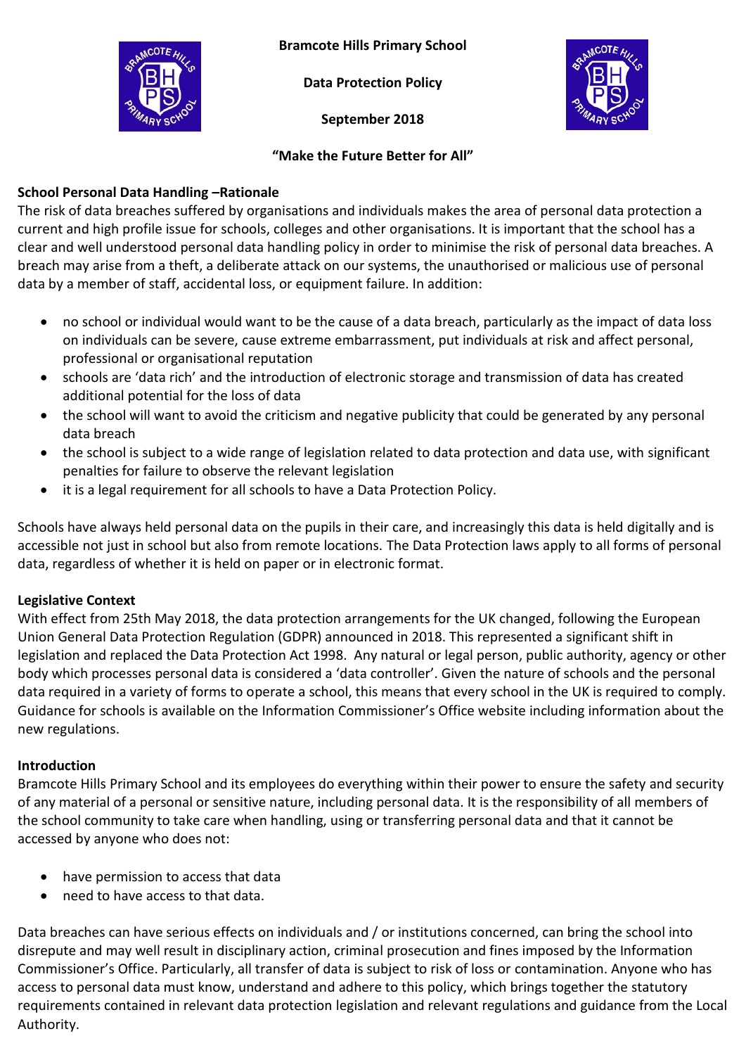# Bramcote Hills Primary School

## Data Protection Policy

**September 2018**

**"Make the Future Better for All"**

**School Personal Data Handling –Rationale**

The risk of data breaches suffered by organisations and individuals makes the area of personal data protection a current and high profile issue for schools, colleges and other organisations. It is important that the school has a clear and well understood personal data handling policy in order to minimise the risk of personal data breaches. A breach may arise from a theft, a deliberate attack on our systems, the unauthorised or malicious use of personal data by a member of staff, accidental loss, or equipment failure. In addition:

- no school or individual would want to be the cause of a data breach, particularly as the impact of data loss on individuals can be severe, cause extreme embarrassment, put individuals at risk and affect personal, professional or organisational reputation
- schools are 'data rich' and the introduction of electronic storage and transmission of data has created additional potential for the loss of data
- the school will want to avoid the criticism and negative publicity that could be generated by any personal data breach
- the school is subject to a wide range of legislation related to data protection and data use, with significant penalties for failure to observe the relevant legislation
- it is a legal requirement for all schools to have a Data Protection Policy.

Schools have always held personal data on the pupils in their care, and increasingly this data is held digitally and is accessible not just in school but also from remote locations. The Data Protection laws apply to all forms of personal data, regardless of whether it is held on paper or in electronic format.

**Legislative Context**

With effect from 25th May 2018, the data protection arrangements for the UK changed, following the European Union General Data Protection Regulation (GDPR) announced in 2018. This represented a significant shift in legislation and replaced the Data Protection Act 1998. Any natural or legal person, public authority, agency or other body which processes personal data is considered a 'data controller'. Given the nature of schools and the personal data required in a variety of forms to operate a school, this means that every school in the UK is required to comply. Guidance for schools is available on the Information Commissioner's Office website including information about the new regulations.

**Introduction**

Bramcote Hills Primary School and its employees do everything within their power to ensure the safety and security of any material of a personal or sensitive nature, including personal data. It is the responsibility of all members of the school community to take care when handling, using or transferring personal data and that it cannot be accessed by anyone who does not:

- have permission to access that data
- need to have access to that data.

Data breaches can have serious effects on individuals and / or institutions concerned, can bring the school into disrepute and may well result in disciplinary action, criminal prosecution and fines imposed by the Information Commissioner's Office. Particularly, all transfer of data is subject to risk of loss or contamination. Anyone who has access to personal data must know, understand and adhere to this policy, which brings together the statutory requirements contained in relevant data protection legislation and relevant regulations and guidance from the Local Authority.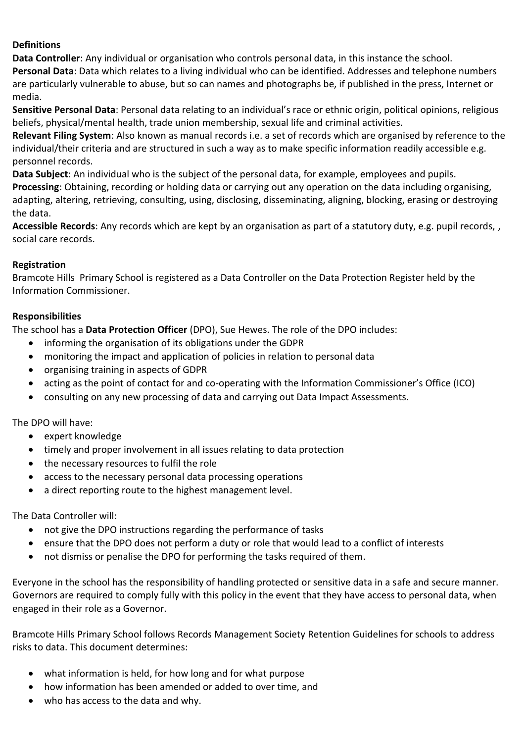**Definitions**

**Data Controller**: Any individual or organisation who controls personal data, in this instance the school.

**Personal Data**: Data which relates to a living individual who can be identified. Addresses and telephone numbers are particularly vulnerable to abuse, but so can names and photographs be, if published in the press, Internet or media.

**Sensitive Personal Data**: Personal data relating to an individual's race or ethnic origin, political opinions, religious beliefs, physical/mental health, trade union membership, sexual life and criminal activities.

**Relevant Filing System**: Also known as manual records i.e. a set of records which are organised by reference to the individual/their criteria and are structured in such a way as to make specific information readily accessible e.g. personnel records.

**Data Subject**: An individual who is the subject of the personal data, for example, employees and pupils.

**Processing**: Obtaining, recording or holding data or carrying out any operation on the data including organising, adapting, altering, retrieving, consulting, using, disclosing, disseminating, aligning, blocking, erasing or destroying the data.

**Accessible Records**: Any records which are kept by an organisation as part of a statutory duty, e.g. pupil records, , social care records.

**Registration**

Bramcote Hills Primary School is registered as a Data Controller on the Data Protection Register held by the Information Commissioner.

**Responsibilities**

The school has a **Data Protection Officer** (DPO), Sue Hewes. The role of the DPO includes:

- informing the organisation of its obligations under the GDPR
- monitoring the impact and application of policies in relation to personal data
- organising training in aspects of GDPR
- acting as the point of contact for and co-operating with the Information Commissioner's Office (ICO)
- consulting on any new processing of data and carrying out Data Impact Assessments.

The DPO will have:

- expert knowledge
- timely and proper involvement in all issues relating to data protection
- the necessary resources to fulfil the role
- access to the necessary personal data processing operations
- a direct reporting route to the highest management level.

The Data Controller will:

- not give the DPO instructions regarding the performance of tasks
- ensure that the DPO does not perform a duty or role that would lead to a conflict of interests
- not dismiss or penalise the DPO for performing the tasks required of them.

Everyone in the school has the responsibility of handling protected or sensitive data in a safe and secure manner. Governors are required to comply fully with this policy in the event that they have access to personal data, when engaged in their role as a Governor.

Bramcote Hills Primary School follows Records Management Society Retention Guidelines for schools to address risks to data. This document determines:

- what information is held, for how long and for what purpose
- how information has been amended or added to over time, and
- who has access to the data and why.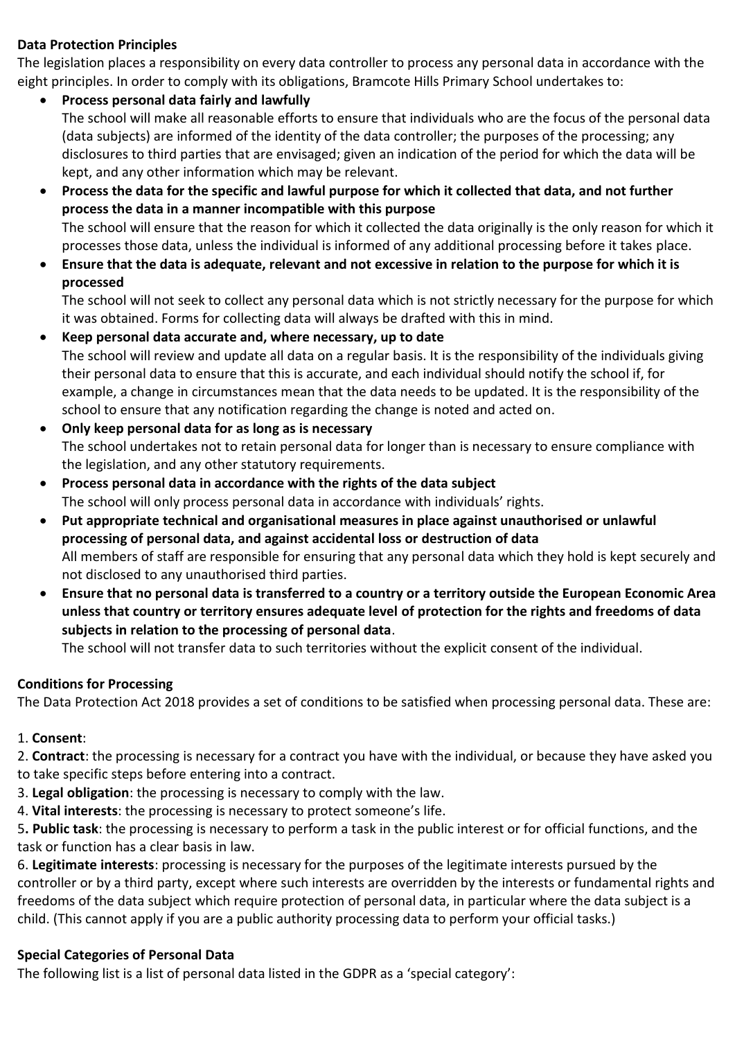**Data Protection Principles**

The legislation places a responsibility on every data controller to process any personal data in accordance with the eight principles. In order to comply with its obligations, Bramcote Hills Primary School undertakes to:

- **Process personal data fairly and lawfully**
  The school will make all reasonable efforts to ensure that individuals who are the focus of the personal data (data subjects) are informed of the identity of the data controller; the purposes of the processing; any disclosures to third parties that are envisaged; given an indication of the period for which the data will be kept, and any other information which may be relevant.
- **Process the data for the specific and lawful purpose for which it collected that data, and not further process the data in a manner incompatible with this purpose**
  The school will ensure that the reason for which it collected the data originally is the only reason for which it processes those data, unless the individual is informed of any additional processing before it takes place.
- **Ensure that the data is adequate, relevant and not excessive in relation to the purpose for which it is processed**
  The school will not seek to collect any personal data which is not strictly necessary for the purpose for which it was obtained. Forms for collecting data will always be drafted with this in mind.
- **Keep personal data accurate and, where necessary, up to date**
  The school will review and update all data on a regular basis. It is the responsibility of the individuals giving their personal data to ensure that this is accurate, and each individual should notify the school if, for example, a change in circumstances mean that the data needs to be updated. It is the responsibility of the school to ensure that any notification regarding the change is noted and acted on.
- **Only keep personal data for as long as is necessary**
  The school undertakes not to retain personal data for longer than is necessary to ensure compliance with the legislation, and any other statutory requirements.
- **Process personal data in accordance with the rights of the data subject**
  The school will only process personal data in accordance with individuals' rights.
- **Put appropriate technical and organisational measures in place against unauthorised or unlawful processing of personal data, and against accidental loss or destruction of data**
  All members of staff are responsible for ensuring that any personal data which they hold is kept securely and not disclosed to any unauthorised third parties.
- **Ensure that no personal data is transferred to a country or a territory outside the European Economic Area unless that country or territory ensures adequate level of protection for the rights and freedoms of data subjects in relation to the processing of personal data**.
  The school will not transfer data to such territories without the explicit consent of the individual.

**Conditions for Processing**

The Data Protection Act 2018 provides a set of conditions to be satisfied when processing personal data. These are:

1. **Consent**:
2. **Contract**: the processing is necessary for a contract you have with the individual, or because they have asked you to take specific steps before entering into a contract.
3. **Legal obligation**: the processing is necessary to comply with the law.
4. **Vital interests**: the processing is necessary to protect someone's life.
5. **Public task**: the processing is necessary to perform a task in the public interest or for official functions, and the task or function has a clear basis in law.
6. **Legitimate interests**: processing is necessary for the purposes of the legitimate interests pursued by the controller or by a third party, except where such interests are overridden by the interests or fundamental rights and freedoms of the data subject which require protection of personal data, in particular where the data subject is a child. (This cannot apply if you are a public authority processing data to perform your official tasks.)

**Special Categories of Personal Data**

The following list is a list of personal data listed in the GDPR as a 'special category':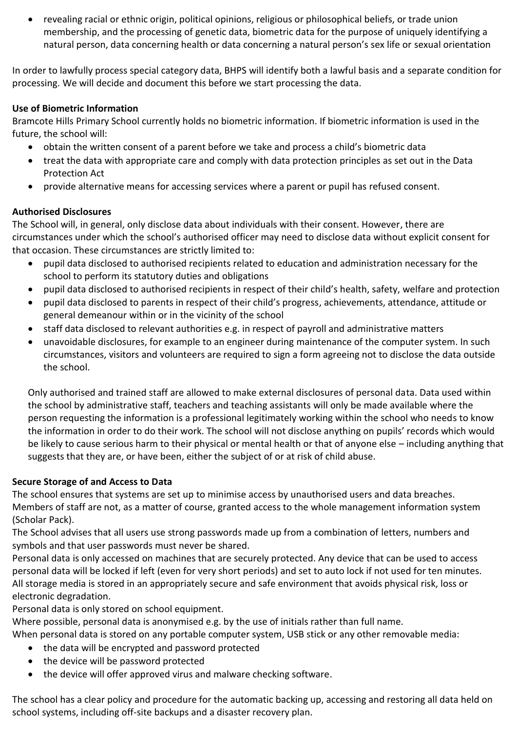- revealing racial or ethnic origin, political opinions, religious or philosophical beliefs, or trade union membership, and the processing of genetic data, biometric data for the purpose of uniquely identifying a natural person, data concerning health or data concerning a natural person's sex life or sexual orientation

In order to lawfully process special category data, BHPS will identify both a lawful basis and a separate condition for processing. We will decide and document this before we start processing the data.

**Use of Biometric Information**

Bramcote Hills Primary School currently holds no biometric information. If biometric information is used in the future, the school will:

- obtain the written consent of a parent before we take and process a child's biometric data
- treat the data with appropriate care and comply with data protection principles as set out in the Data Protection Act
- provide alternative means for accessing services where a parent or pupil has refused consent.

**Authorised Disclosures**

The School will, in general, only disclose data about individuals with their consent. However, there are circumstances under which the school's authorised officer may need to disclose data without explicit consent for that occasion. These circumstances are strictly limited to:

- pupil data disclosed to authorised recipients related to education and administration necessary for the school to perform its statutory duties and obligations
- pupil data disclosed to authorised recipients in respect of their child's health, safety, welfare and protection
- pupil data disclosed to parents in respect of their child's progress, achievements, attendance, attitude or general demeanour within or in the vicinity of the school
- staff data disclosed to relevant authorities e.g. in respect of payroll and administrative matters
- unavoidable disclosures, for example to an engineer during maintenance of the computer system. In such circumstances, visitors and volunteers are required to sign a form agreeing not to disclose the data outside the school.

Only authorised and trained staff are allowed to make external disclosures of personal data. Data used within the school by administrative staff, teachers and teaching assistants will only be made available where the person requesting the information is a professional legitimately working within the school who needs to know the information in order to do their work. The school will not disclose anything on pupils' records which would be likely to cause serious harm to their physical or mental health or that of anyone else – including anything that suggests that they are, or have been, either the subject of or at risk of child abuse.

**Secure Storage of and Access to Data**

The school ensures that systems are set up to minimise access by unauthorised users and data breaches.
Members of staff are not, as a matter of course, granted access to the whole management information system (Scholar Pack).
The School advises that all users use strong passwords made up from a combination of letters, numbers and symbols and that user passwords must never be shared.
Personal data is only accessed on machines that are securely protected. Any device that can be used to access personal data will be locked if left (even for very short periods) and set to auto lock if not used for ten minutes.
All storage media is stored in an appropriately secure and safe environment that avoids physical risk, loss or electronic degradation.
Personal data is only stored on school equipment.
Where possible, personal data is anonymised e.g. by the use of initials rather than full name.
When personal data is stored on any portable computer system, USB stick or any other removable media:

- the data will be encrypted and password protected
- the device will be password protected
- the device will offer approved virus and malware checking software.

The school has a clear policy and procedure for the automatic backing up, accessing and restoring all data held on school systems, including off-site backups and a disaster recovery plan.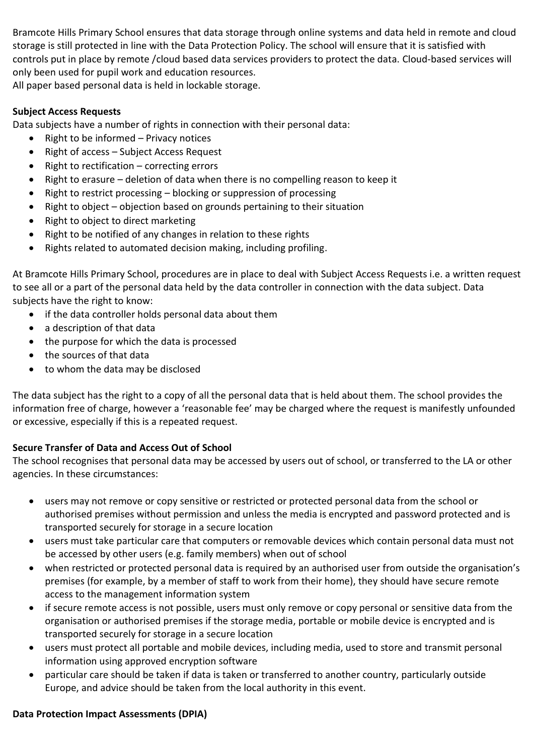Bramcote Hills Primary School ensures that data storage through online systems and data held in remote and cloud storage is still protected in line with the Data Protection Policy. The school will ensure that it is satisfied with controls put in place by remote /cloud based data services providers to protect the data. Cloud-based services will only been used for pupil work and education resources.
All paper based personal data is held in lockable storage.

**Subject Access Requests**

Data subjects have a number of rights in connection with their personal data:

- Right to be informed – Privacy notices
- Right of access – Subject Access Request
- Right to rectification – correcting errors
- Right to erasure – deletion of data when there is no compelling reason to keep it
- Right to restrict processing – blocking or suppression of processing
- Right to object – objection based on grounds pertaining to their situation
- Right to object to direct marketing
- Right to be notified of any changes in relation to these rights
- Rights related to automated decision making, including profiling.

At Bramcote Hills Primary School, procedures are in place to deal with Subject Access Requests i.e. a written request to see all or a part of the personal data held by the data controller in connection with the data subject. Data subjects have the right to know:

- if the data controller holds personal data about them
- a description of that data
- the purpose for which the data is processed
- the sources of that data
- to whom the data may be disclosed

The data subject has the right to a copy of all the personal data that is held about them. The school provides the information free of charge, however a 'reasonable fee' may be charged where the request is manifestly unfounded or excessive, especially if this is a repeated request.

**Secure Transfer of Data and Access Out of School**

The school recognises that personal data may be accessed by users out of school, or transferred to the LA or other agencies. In these circumstances:

- users may not remove or copy sensitive or restricted or protected personal data from the school or authorised premises without permission and unless the media is encrypted and password protected and is transported securely for storage in a secure location
- users must take particular care that computers or removable devices which contain personal data must not be accessed by other users (e.g. family members) when out of school
- when restricted or protected personal data is required by an authorised user from outside the organisation's premises (for example, by a member of staff to work from their home), they should have secure remote access to the management information system
- if secure remote access is not possible, users must only remove or copy personal or sensitive data from the organisation or authorised premises if the storage media, portable or mobile device is encrypted and is transported securely for storage in a secure location
- users must protect all portable and mobile devices, including media, used to store and transmit personal information using approved encryption software
- particular care should be taken if data is taken or transferred to another country, particularly outside Europe, and advice should be taken from the local authority in this event.

**Data Protection Impact Assessments (DPIA)**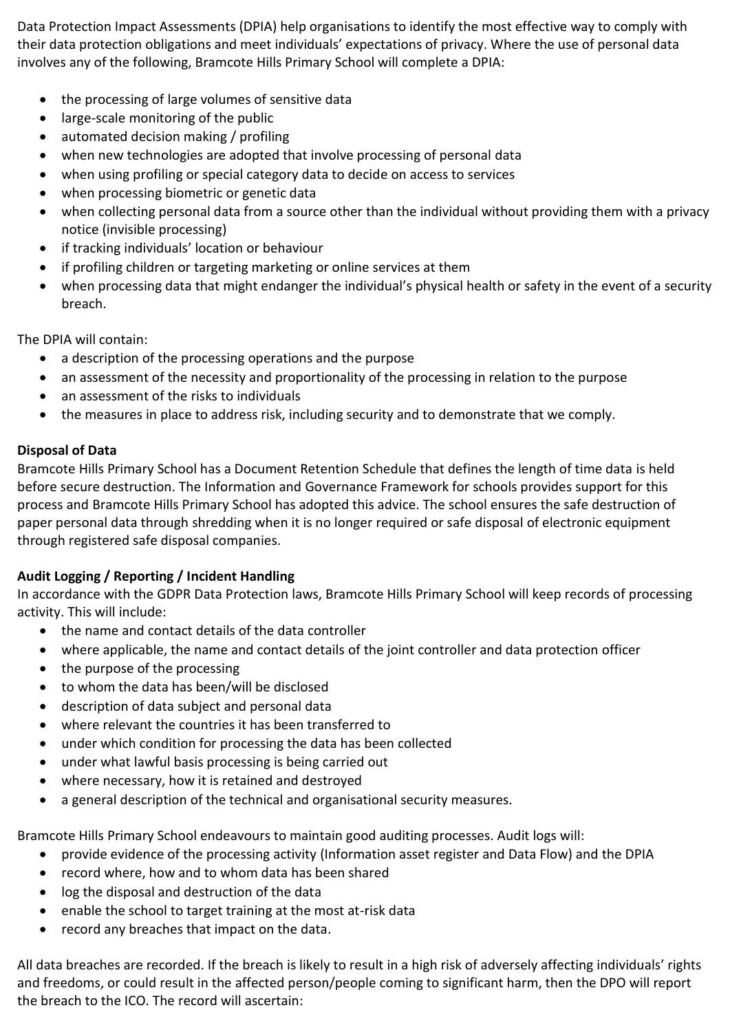Data Protection Impact Assessments (DPIA) help organisations to identify the most effective way to comply with their data protection obligations and meet individuals' expectations of privacy. Where the use of personal data involves any of the following, Bramcote Hills Primary School will complete a DPIA:

- the processing of large volumes of sensitive data
- large-scale monitoring of the public
- automated decision making / profiling
- when new technologies are adopted that involve processing of personal data
- when using profiling or special category data to decide on access to services
- when processing biometric or genetic data
- when collecting personal data from a source other than the individual without providing them with a privacy notice (invisible processing)
- if tracking individuals' location or behaviour
- if profiling children or targeting marketing or online services at them
- when processing data that might endanger the individual's physical health or safety in the event of a security breach.

The DPIA will contain:

- a description of the processing operations and the purpose
- an assessment of the necessity and proportionality of the processing in relation to the purpose
- an assessment of the risks to individuals
- the measures in place to address risk, including security and to demonstrate that we comply.

**Disposal of Data**

Bramcote Hills Primary School has a Document Retention Schedule that defines the length of time data is held before secure destruction. The Information and Governance Framework for schools provides support for this process and Bramcote Hills Primary School has adopted this advice. The school ensures the safe destruction of paper personal data through shredding when it is no longer required or safe disposal of electronic equipment through registered safe disposal companies.

**Audit Logging / Reporting / Incident Handling**

In accordance with the GDPR Data Protection laws, Bramcote Hills Primary School will keep records of processing activity. This will include:

- the name and contact details of the data controller
- where applicable, the name and contact details of the joint controller and data protection officer
- the purpose of the processing
- to whom the data has been/will be disclosed
- description of data subject and personal data
- where relevant the countries it has been transferred to
- under which condition for processing the data has been collected
- under what lawful basis processing is being carried out
- where necessary, how it is retained and destroyed
- a general description of the technical and organisational security measures.

Bramcote Hills Primary School endeavours to maintain good auditing processes. Audit logs will:

- provide evidence of the processing activity (Information asset register and Data Flow) and the DPIA
- record where, how and to whom data has been shared
- log the disposal and destruction of the data
- enable the school to target training at the most at-risk data
- record any breaches that impact on the data.

All data breaches are recorded. If the breach is likely to result in a high risk of adversely affecting individuals' rights and freedoms, or could result in the affected person/people coming to significant harm, then the DPO will report the breach to the ICO. The record will ascertain: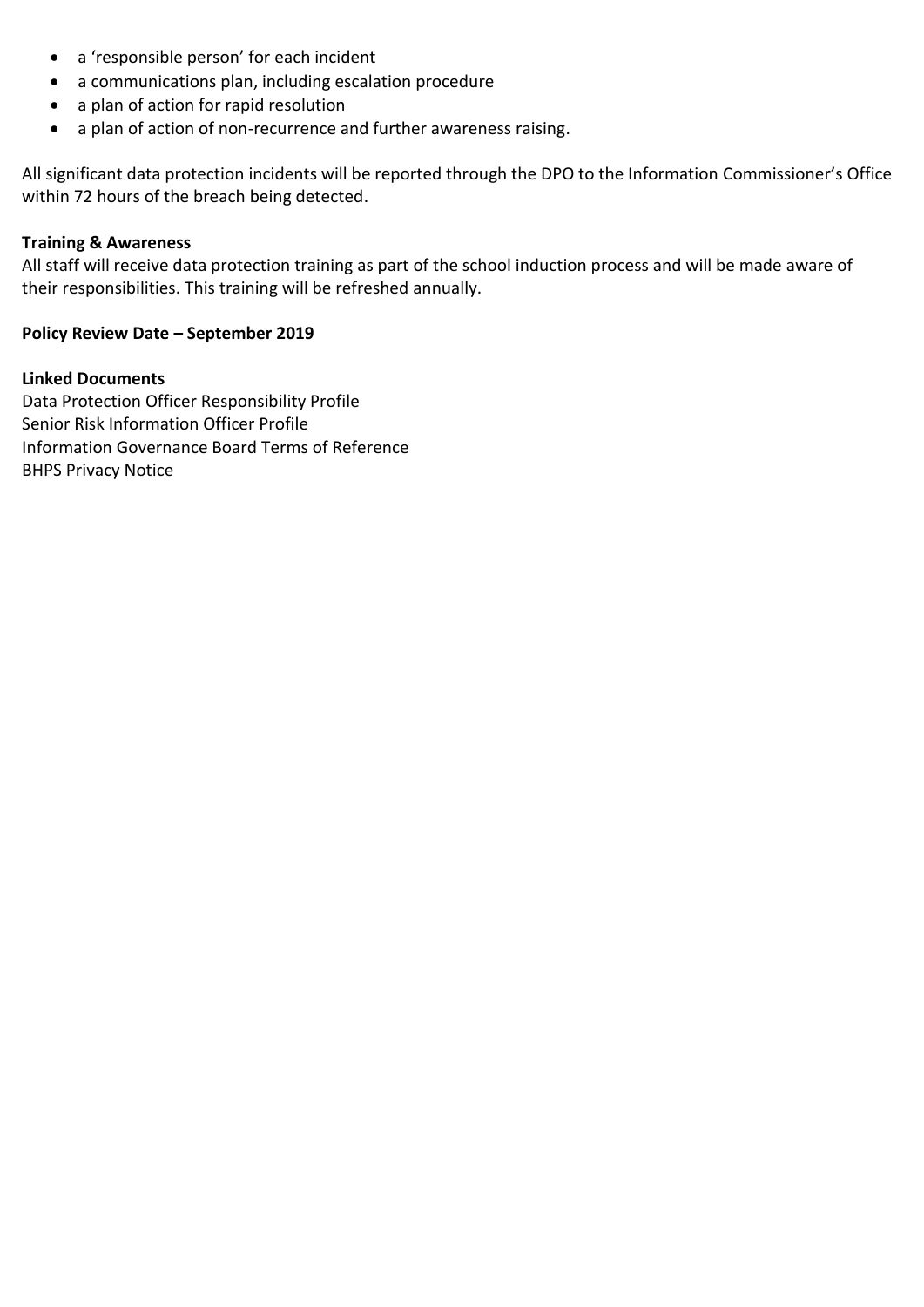- a 'responsible person' for each incident
- a communications plan, including escalation procedure
- a plan of action for rapid resolution
- a plan of action of non-recurrence and further awareness raising.

All significant data protection incidents will be reported through the DPO to the Information Commissioner's Office within 72 hours of the breach being detected.

**Training & Awareness**

All staff will receive data protection training as part of the school induction process and will be made aware of their responsibilities. This training will be refreshed annually.

**Policy Review Date – September 2019**

**Linked Documents**

Data Protection Officer Responsibility Profile
Senior Risk Information Officer Profile
Information Governance Board Terms of Reference
BHPS Privacy Notice